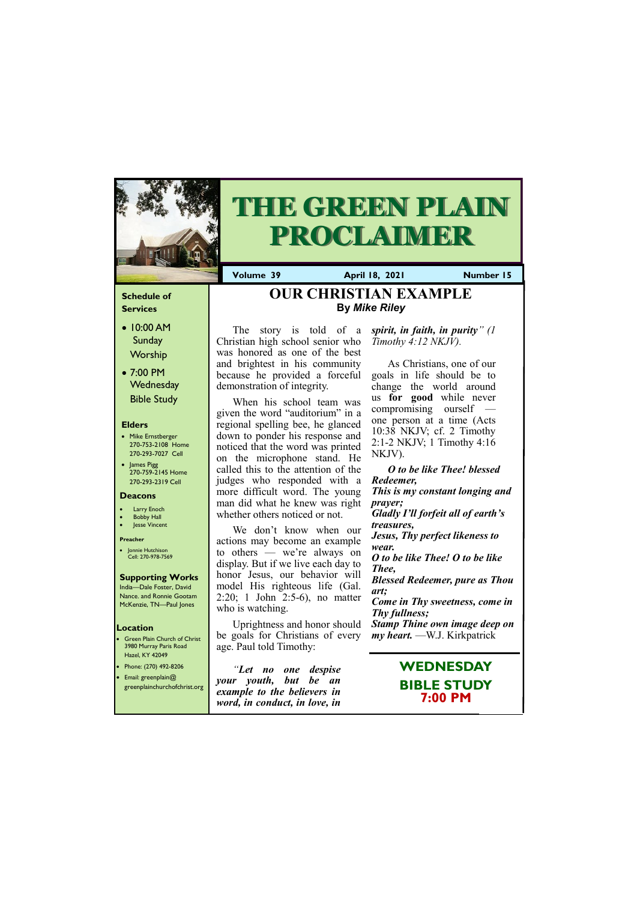# THE GREEN PLAIN PROCLAIMER

**Volume 39** | **April 18, 2021** | **Number 15**

### Schedule of Services

- 10:00 AM Sunday Worship
- 7:00 PM Wednesday Bible Study

### Elders

- Mike Ernstberger 270-753-2108 Home 270-293-7027 Cell
- James Pigg 270-759-2145 Home 270-293-2319 Cell

### Deacons

- Larry Enoch
- Bobby Hall
- Jesse Vincent

### Preacher

- Jonnie Hutchison Cell: 270-978-7569

### Supporting Works

India—Dale Foster, David Nance. and Ronnie Gootam
McKenzie, TN—Paul Jones

### Location

- Green Plain Church of Christ 3980 Murray Paris Road Hazel, KY 42049
- Phone: (270) 492-8206
- Email: greenplain@greenplainchurchofchrist.org

## OUR CHRISTIAN EXAMPLE

**By *Mike Riley***

The story is told of a Christian high school senior who was honored as one of the best and brightest in his community because he provided a forceful demonstration of integrity.

When his school team was given the word "auditorium" in a regional spelling bee, he glanced down to ponder his response and noticed that the word was printed on the microphone stand. He called this to the attention of the judges who responded with a more difficult word. The young man did what he knew was right whether others noticed or not.

We don't know when our actions may become an example to others — we're always on display. But if we live each day to honor Jesus, our behavior will model His righteous life (Gal. 2:20; 1 John 2:5-6), no matter who is watching.

Uprightness and honor should be goals for Christians of every age. Paul told Timothy:

*"**Let no one despise your youth, but be an example to the believers in word, in conduct, in love, in spirit, in faith, in purity**" (1 Timothy 4:12 NKJV).*

As Christians, one of our goals in life should be to change the world around us **for good** while never compromising ourself — one person at a time (Acts 10:38 NKJV; cf. 2 Timothy 2:1-2 NKJV; 1 Timothy 4:16 NKJV).

***O to be like Thee! blessed Redeemer,***
***This is my constant longing and prayer;***
***Gladly I'll forfeit all of earth's treasures,***
***Jesus, Thy perfect likeness to wear.***
***O to be like Thee! O to be like Thee,***
***Blessed Redeemer, pure as Thou art;***
***Come in Thy sweetness, come in Thy fullness;***
***Stamp Thine own image deep on my heart.*** —W.J. Kirkpatrick

**WEDNESDAY BIBLE STUDY 7:00 PM**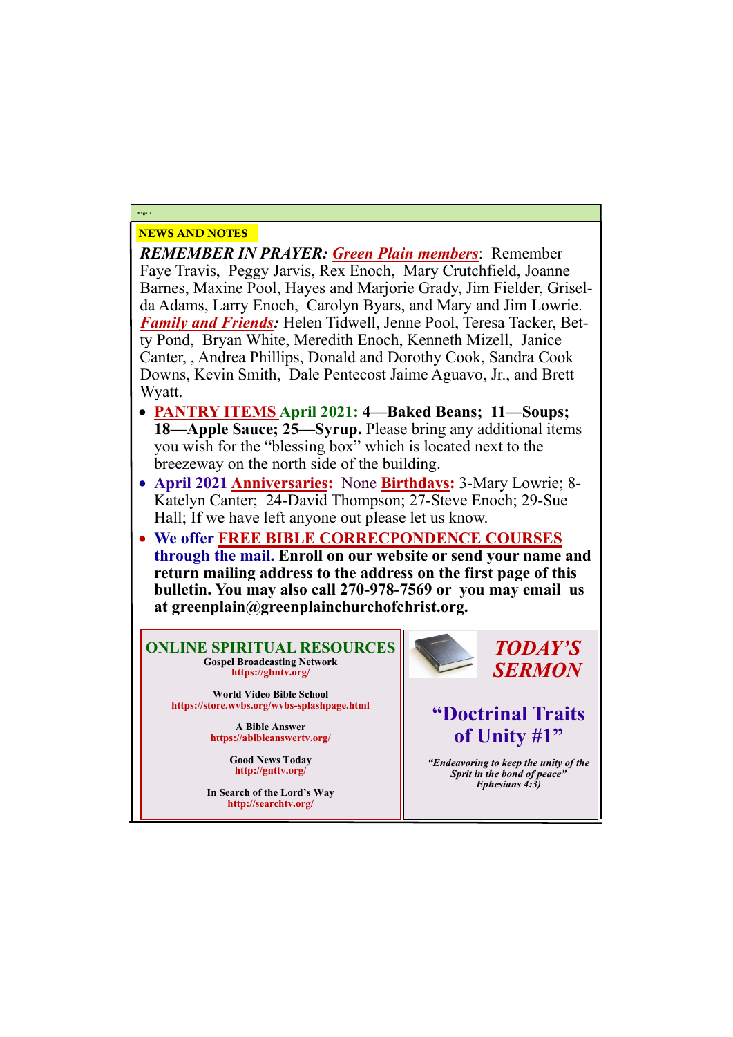## NEWS AND NOTES

***REMEMBER IN PRAYER:*** ***Green Plain members***: Remember Faye Travis, Peggy Jarvis, Rex Enoch, Mary Crutchfield, Joanne Barnes, Maxine Pool, Hayes and Marjorie Grady, Jim Fielder, Griselda Adams, Larry Enoch, Carolyn Byars, and Mary and Jim Lowrie. ***Family and Friends:*** Helen Tidwell, Jenne Pool, Teresa Tacker, Betty Pond, Bryan White, Meredith Enoch, Kenneth Mizell, Janice Canter, , Andrea Phillips, Donald and Dorothy Cook, Sandra Cook Downs, Kevin Smith, Dale Pentecost Jaime Aguavo, Jr., and Brett Wyatt.

- **PANTRY ITEMS April 2021: 4—Baked Beans; 11—Soups; 18—Apple Sauce; 25—Syrup.** Please bring any additional items you wish for the "blessing box" which is located next to the breezeway on the north side of the building.
- **April 2021 Anniversaries:** None **Birthdays:** 3-Mary Lowrie; 8-Katelyn Canter; 24-David Thompson; 27-Steve Enoch; 29-Sue Hall; If we have left anyone out please let us know.
- **We offer FREE BIBLE CORRECPONDENCE COURSES through the mail. Enroll on our website or send your name and return mailing address to the address on the first page of this bulletin. You may also call 270-978-7569 or you may email us at greenplain@greenplainchurchofchrist.org.**

## ONLINE SPIRITUAL RESOURCES

**Gospel Broadcasting Network**
https://gbntv.org/

**World Video Bible School**
https://store.wvbs.org/wvbs-splashpage.html

**A Bible Answer**
https://abibleanswertv.org/

**Good News Today**
http://gnttv.org/

**In Search of the Lord's Way**
http://searchtv.org/

## *TODAY'S SERMON*

### "Doctrinal Traits of Unity #1"

***"Endeavoring to keep the unity of the Sprit in the bond of peace"***
***Ephesians 4:3)***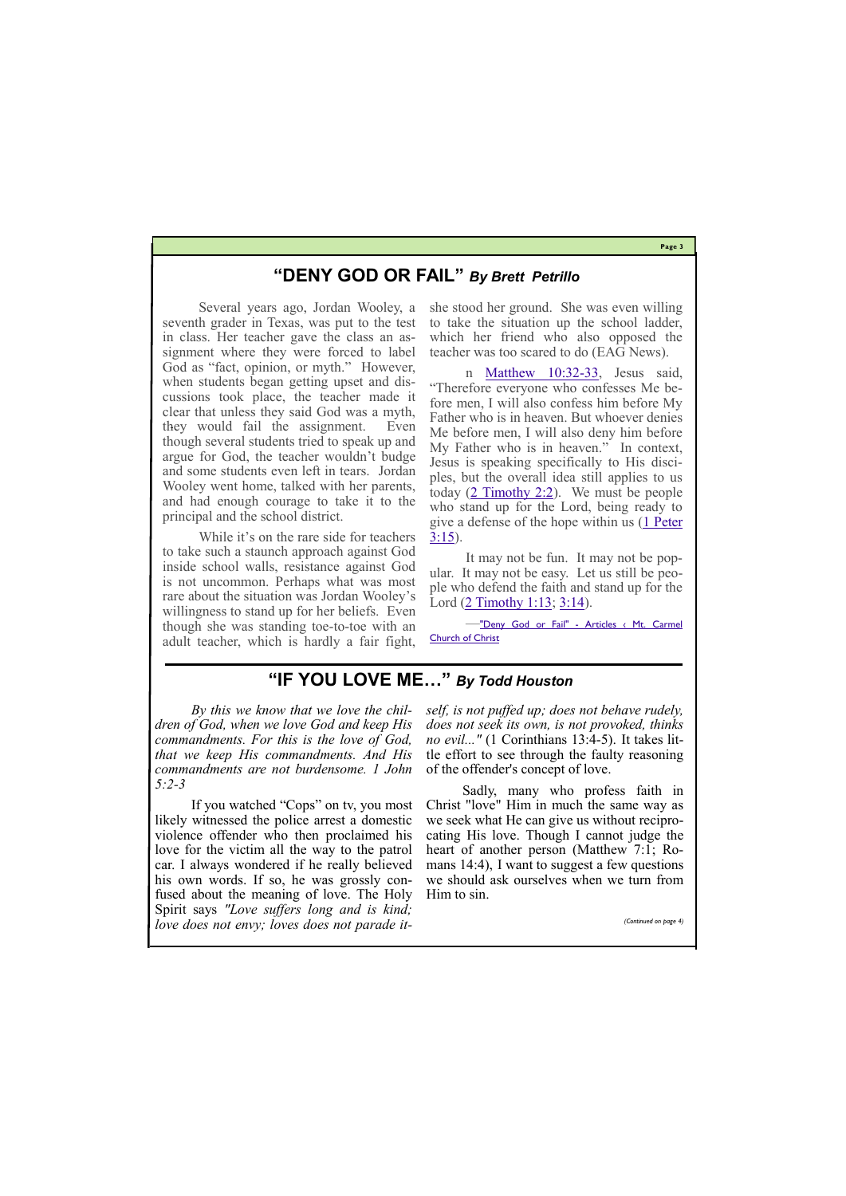## "DENY GOD OR FAIL" *By Brett Petrillo*

Several years ago, Jordan Wooley, a seventh grader in Texas, was put to the test in class. Her teacher gave the class an assignment where they were forced to label God as "fact, opinion, or myth." However, when students began getting upset and discussions took place, the teacher made it clear that unless they said God was a myth, they would fail the assignment. Even though several students tried to speak up and argue for God, the teacher wouldn't budge and some students even left in tears. Jordan Wooley went home, talked with her parents, and had enough courage to take it to the principal and the school district.

While it's on the rare side for teachers to take such a staunch approach against God inside school walls, resistance against God is not uncommon. Perhaps what was most rare about the situation was Jordan Wooley's willingness to stand up for her beliefs. Even though she was standing toe-to-toe with an adult teacher, which is hardly a fair fight, she stood her ground. She was even willing to take the situation up the school ladder, which her friend who also opposed the teacher was too scared to do (EAG News).

n Matthew 10:32-33, Jesus said, "Therefore everyone who confesses Me before men, I will also confess him before My Father who is in heaven. But whoever denies Me before men, I will also deny him before My Father who is in heaven." In context, Jesus is speaking specifically to His disciples, but the overall idea still applies to us today (2 Timothy 2:2). We must be people who stand up for the Lord, being ready to give a defense of the hope within us (1 Peter 3:15).

It may not be fun. It may not be popular. It may not be easy. Let us still be people who defend the faith and stand up for the Lord (2 Timothy 1:13; 3:14).

—"Deny God or Fail" - Articles ‹ Mt. Carmel Church of Christ

## "IF YOU LOVE ME…" *By Todd Houston*

*By this we know that we love the children of God, when we love God and keep His commandments. For this is the love of God, that we keep His commandments. And His commandments are not burdensome. 1 John 5:2-3*

If you watched "Cops" on tv, you most likely witnessed the police arrest a domestic violence offender who then proclaimed his love for the victim all the way to the patrol car. I always wondered if he really believed his own words. If so, he was grossly confused about the meaning of love. The Holy Spirit says *"Love suffers long and is kind; love does not envy; loves does not parade itself, is not puffed up; does not behave rudely, does not seek its own, is not provoked, thinks no evil..."* (1 Corinthians 13:4-5). It takes little effort to see through the faulty reasoning of the offender's concept of love.

Sadly, many who profess faith in Christ "love" Him in much the same way as we seek what He can give us without reciprocating His love. Though I cannot judge the heart of another person (Matthew 7:1; Romans 14:4), I want to suggest a few questions we should ask ourselves when we turn from Him to sin.

*(Continued on page 4)*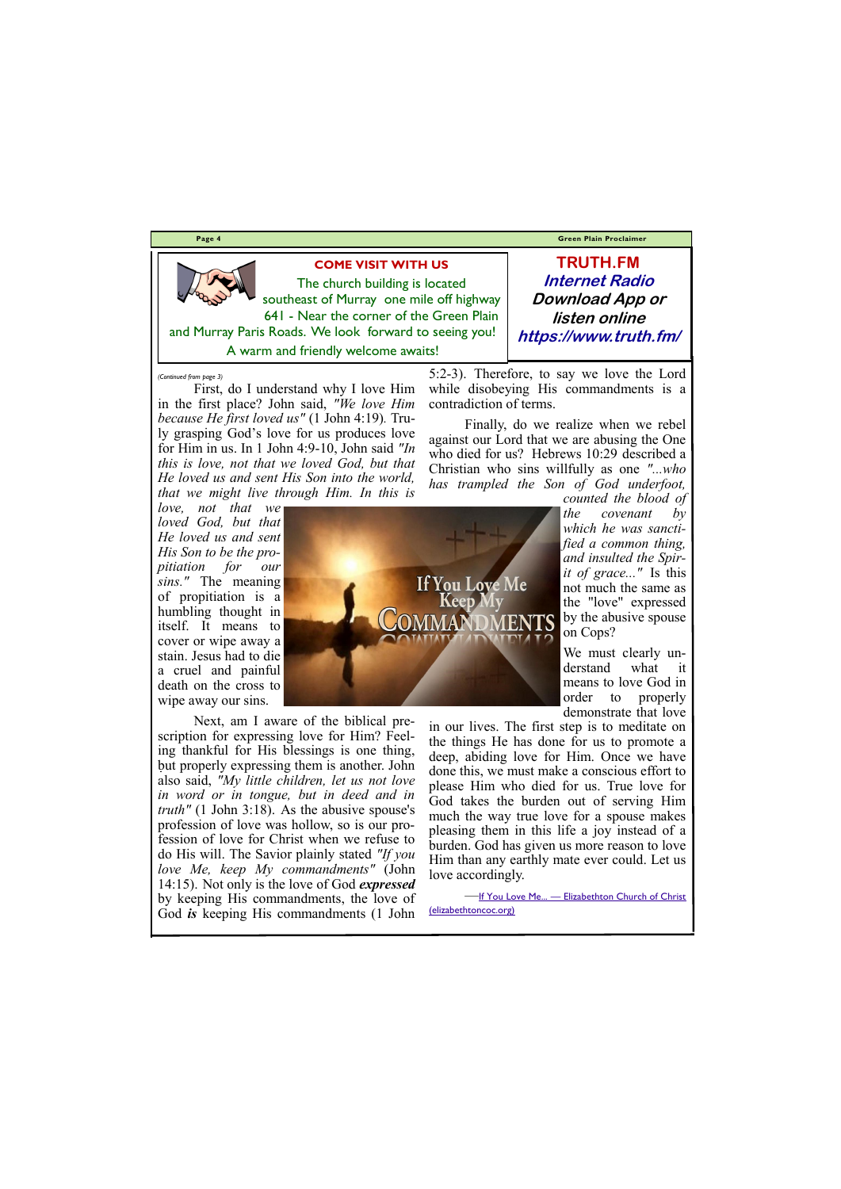**COME VISIT WITH US**

The church building is located southeast of Murray one mile off highway 641 - Near the corner of the Green Plain and Murray Paris Roads. We look forward to seeing you! A warm and friendly welcome awaits!

**TRUTH.FM**

***Internet Radio***

***Download App or listen online***

***https://www.truth.fm/***

*(Continued from page 3)*

First, do I understand why I love Him in the first place? John said, *"We love Him because He first loved us"* (1 John 4:19). Truly grasping God's love for us produces love for Him in us. In 1 John 4:9-10, John said *"In this is love, not that we loved God, but that He loved us and sent His Son into the world, that we might live through Him. In this is love, not that we loved God, but that He loved us and sent His Son to be the propitiation for our sins."* The meaning of propitiation is a humbling thought in itself. It means to cover or wipe away a stain. Jesus had to die a cruel and painful death on the cross to wipe away our sins.

Next, am I aware of the biblical prescription for expressing love for Him? Feeling thankful for His blessings is one thing, but properly expressing them is another. John also said, *"My little children, let us not love in word or in tongue, but in deed and in truth"* (1 John 3:18). As the abusive spouse's profession of love was hollow, so is our profession of love for Christ when we refuse to do His will. The Savior plainly stated *"If you love Me, keep My commandments"* (John 14:15). Not only is the love of God ***expressed*** by keeping His commandments, the love of God ***is*** keeping His commandments (1 John 5:2-3). Therefore, to say we love the Lord while disobeying His commandments is a contradiction of terms.

Finally, do we realize when we rebel against our Lord that we are abusing the One who died for us? Hebrews 10:29 described a Christian who sins willfully as one *"...who has trampled the Son of God underfoot, counted the blood of the covenant by which he was sanctified a common thing, and insulted the Spirit of grace..."* Is this not much the same as the "love" expressed by the abusive spouse on Cops?

We must clearly understand what it means to love God in order to properly demonstrate that love in our lives. The first step is to meditate on the things He has done for us to promote a deep, abiding love for Him. Once we have done this, we must make a conscious effort to please Him who died for us. True love for God takes the burden out of serving Him much the way true love for a spouse makes pleasing them in this life a joy instead of a burden. God has given us more reason to love Him than any earthly mate ever could. Let us love accordingly.

—[If You Love Me... — Elizabethton Church of Christ (elizabethtoncoc.org)]